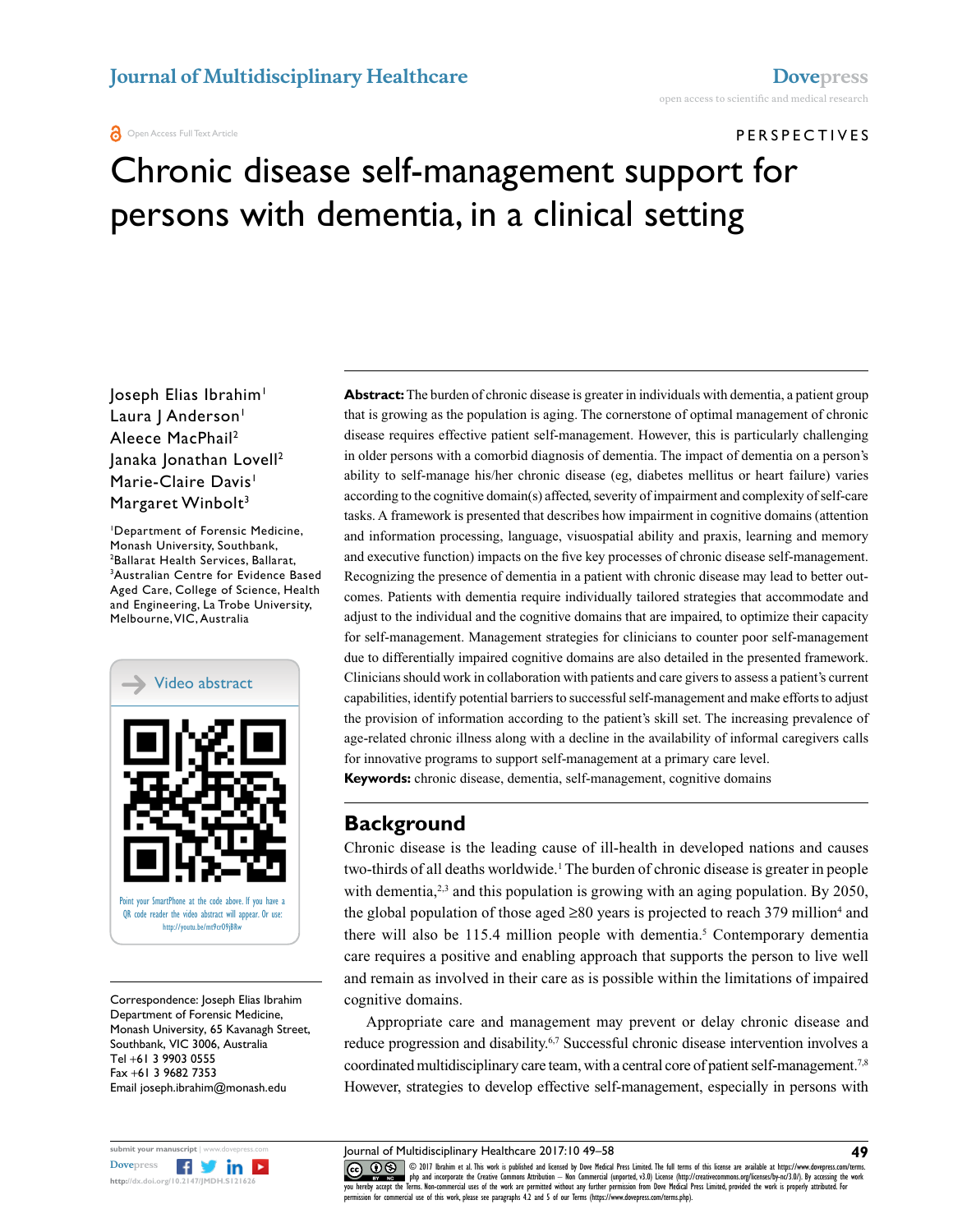PERSPECTIVES

# Chronic disease self-management support for persons with dementia, in a clinical setting

Joseph Elias Ibrahim[1]
Laura J Anderson[1]
Aleece MacPhail[2]
Janaka Jonathan Lovell[2]
Marie-Claire Davis[1]
Margaret Winbolt[3]

[1]Department of Forensic Medicine, Monash University, Southbank, [2]Ballarat Health Services, Ballarat, [3]Australian Centre for Evidence Based Aged Care, College of Science, Health and Engineering, La Trobe University, Melbourne, VIC, Australia

Video abstract

Point your SmartPhone at the code above. If you have a QR code reader the video abstract will appear. Or use: http://youtu.be/mt9cr09jBRw

Correspondence: Joseph Elias Ibrahim
Department of Forensic Medicine, Monash University, 65 Kavanagh Street, Southbank, VIC 3006, Australia
Tel +61 3 9903 0555
Fax +61 3 9682 7353
Email joseph.ibrahim@monash.edu

**Abstract:** The burden of chronic disease is greater in individuals with dementia, a patient group that is growing as the population is aging. The cornerstone of optimal management of chronic disease requires effective patient self-management. However, this is particularly challenging in older persons with a comorbid diagnosis of dementia. The impact of dementia on a person's ability to self-manage his/her chronic disease (eg, diabetes mellitus or heart failure) varies according to the cognitive domain(s) affected, severity of impairment and complexity of self-care tasks. A framework is presented that describes how impairment in cognitive domains (attention and information processing, language, visuospatial ability and praxis, learning and memory and executive function) impacts on the five key processes of chronic disease self-management. Recognizing the presence of dementia in a patient with chronic disease may lead to better outcomes. Patients with dementia require individually tailored strategies that accommodate and adjust to the individual and the cognitive domains that are impaired, to optimize their capacity for self-management. Management strategies for clinicians to counter poor self-management due to differentially impaired cognitive domains are also detailed in the presented framework. Clinicians should work in collaboration with patients and care givers to assess a patient's current capabilities, identify potential barriers to successful self-management and make efforts to adjust the provision of information according to the patient's skill set. The increasing prevalence of age-related chronic illness along with a decline in the availability of informal caregivers calls for innovative programs to support self-management at a primary care level.

**Keywords:** chronic disease, dementia, self-management, cognitive domains

## Background

Chronic disease is the leading cause of ill-health in developed nations and causes two-thirds of all deaths worldwide.[1] The burden of chronic disease is greater in people with dementia,[2,3] and this population is growing with an aging population. By 2050, the global population of those aged ≥80 years is projected to reach 379 million[4] and there will also be 115.4 million people with dementia.[5] Contemporary dementia care requires a positive and enabling approach that supports the person to live well and remain as involved in their care as is possible within the limitations of impaired cognitive domains.

Appropriate care and management may prevent or delay chronic disease and reduce progression and disability.[6,7] Successful chronic disease intervention involves a coordinated multidisciplinary care team, with a central core of patient self-management.[7,8] However, strategies to develop effective self-management, especially in persons with

© 2017 Ibrahim et al. This work is published and licensed by Dove Medical Press Limited. The full terms of this license are available at https://www.dovepress.com/terms.php and incorporate the Creative Commons Attribution – Non Commercial (unported, v3.0) License (http://creativecommons.org/licenses/by-nc/3.0/). By accessing the work you hereby accept the Terms. Non-commercial uses of the work are permitted without any further permission from Dove Medical Press Limited, provided the work is properly attributed. For permission for commercial use of this work, please see paragraphs 4.2 and 5 of our Terms (https://www.dovepress.com/terms.php).

http://dx.doi.org/10.2147/JMDH.S121626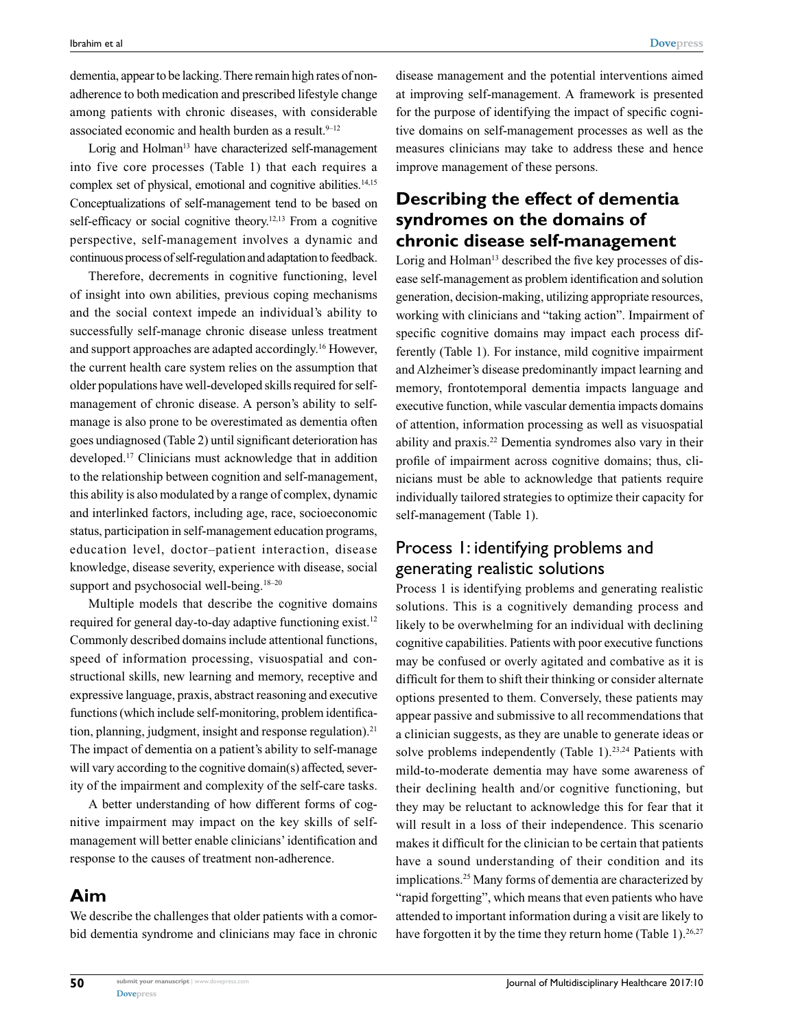dementia, appear to be lacking. There remain high rates of non-adherence to both medication and prescribed lifestyle change among patients with chronic diseases, with considerable associated economic and health burden as a result.[9–12]

Lorig and Holman[13] have characterized self-management into five core processes (Table 1) that each requires a complex set of physical, emotional and cognitive abilities.[14,15] Conceptualizations of self-management tend to be based on self-efficacy or social cognitive theory.[12,13] From a cognitive perspective, self-management involves a dynamic and continuous process of self-regulation and adaptation to feedback.

Therefore, decrements in cognitive functioning, level of insight into own abilities, previous coping mechanisms and the social context impede an individual's ability to successfully self-manage chronic disease unless treatment and support approaches are adapted accordingly.[16] However, the current health care system relies on the assumption that older populations have well-developed skills required for self-management of chronic disease. A person's ability to self-manage is also prone to be overestimated as dementia often goes undiagnosed (Table 2) until significant deterioration has developed.[17] Clinicians must acknowledge that in addition to the relationship between cognition and self-management, this ability is also modulated by a range of complex, dynamic and interlinked factors, including age, race, socioeconomic status, participation in self-management education programs, education level, doctor–patient interaction, disease knowledge, disease severity, experience with disease, social support and psychosocial well-being.[18–20]

Multiple models that describe the cognitive domains required for general day-to-day adaptive functioning exist.[12] Commonly described domains include attentional functions, speed of information processing, visuospatial and constructional skills, new learning and memory, receptive and expressive language, praxis, abstract reasoning and executive functions (which include self-monitoring, problem identification, planning, judgment, insight and response regulation).[21] The impact of dementia on a patient's ability to self-manage will vary according to the cognitive domain(s) affected, severity of the impairment and complexity of the self-care tasks.

A better understanding of how different forms of cognitive impairment may impact on the key skills of self-management will better enable clinicians' identification and response to the causes of treatment non-adherence.

## Aim

We describe the challenges that older patients with a comorbid dementia syndrome and clinicians may face in chronic disease management and the potential interventions aimed at improving self-management. A framework is presented for the purpose of identifying the impact of specific cognitive domains on self-management processes as well as the measures clinicians may take to address these and hence improve management of these persons.

## Describing the effect of dementia syndromes on the domains of chronic disease self-management

Lorig and Holman[13] described the five key processes of disease self-management as problem identification and solution generation, decision-making, utilizing appropriate resources, working with clinicians and "taking action". Impairment of specific cognitive domains may impact each process differently (Table 1). For instance, mild cognitive impairment and Alzheimer's disease predominantly impact learning and memory, frontotemporal dementia impacts language and executive function, while vascular dementia impacts domains of attention, information processing as well as visuospatial ability and praxis.[22] Dementia syndromes also vary in their profile of impairment across cognitive domains; thus, clinicians must be able to acknowledge that patients require individually tailored strategies to optimize their capacity for self-management (Table 1).

### Process 1: identifying problems and generating realistic solutions

Process 1 is identifying problems and generating realistic solutions. This is a cognitively demanding process and likely to be overwhelming for an individual with declining cognitive capabilities. Patients with poor executive functions may be confused or overly agitated and combative as it is difficult for them to shift their thinking or consider alternate options presented to them. Conversely, these patients may appear passive and submissive to all recommendations that a clinician suggests, as they are unable to generate ideas or solve problems independently (Table 1).[23,24] Patients with mild-to-moderate dementia may have some awareness of their declining health and/or cognitive functioning, but they may be reluctant to acknowledge this for fear that it will result in a loss of their independence. This scenario makes it difficult for the clinician to be certain that patients have a sound understanding of their condition and its implications.[25] Many forms of dementia are characterized by "rapid forgetting", which means that even patients who have attended to important information during a visit are likely to have forgotten it by the time they return home (Table 1).[26,27]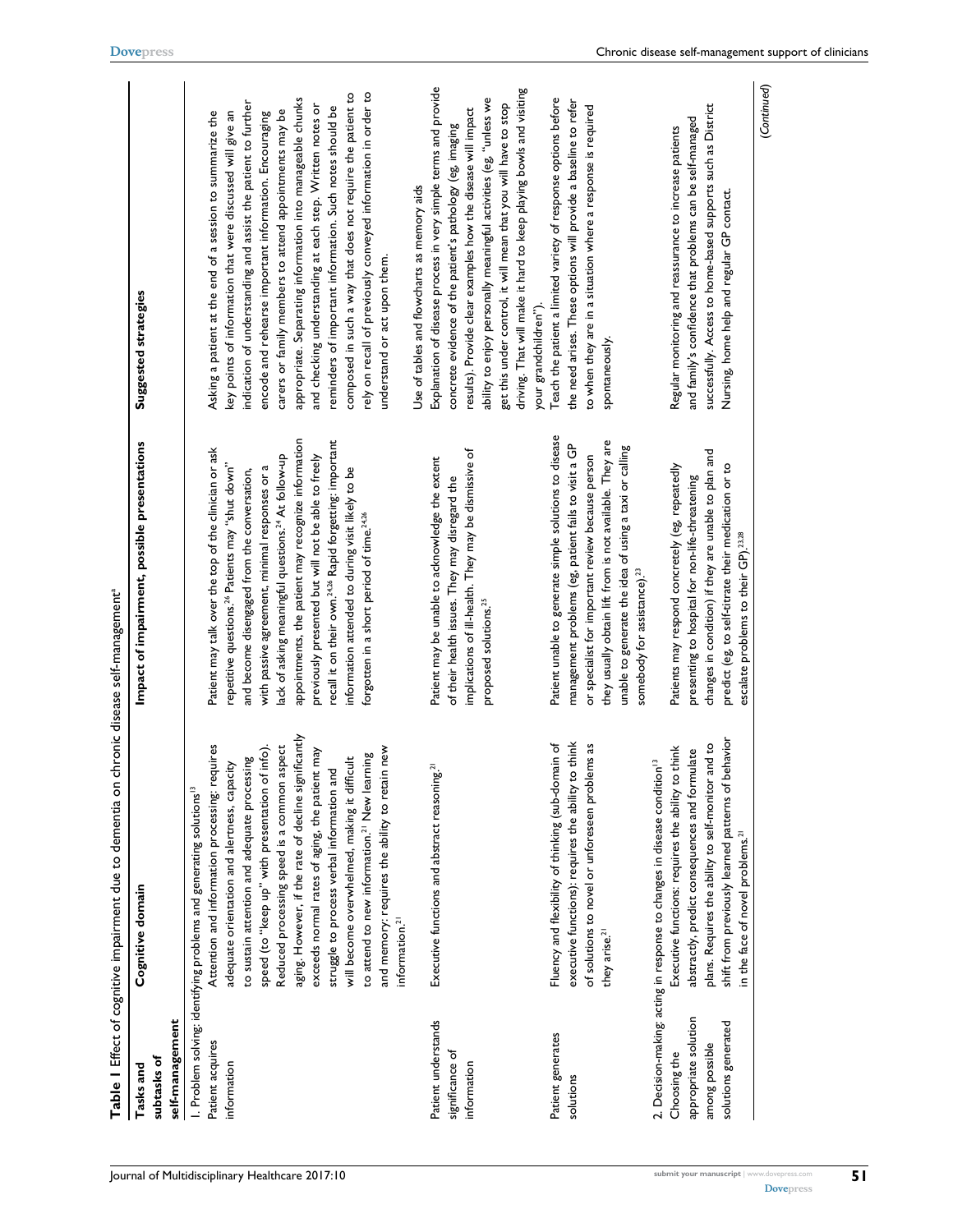**Table 1** Effect of cognitive impairment due to dementia on chronic disease self-management[a]

| Tasks and subtasks of self-management | Cognitive domain | Impact of impairment, possible presentations | Suggested strategies |
|---|---|---|---|
| 1. Problem solving: identifying problems and generating solutions[13] | | | |
| Patient acquires information | Attention and information processing: requires adequate orientation and alertness, capacity to sustain attention and adequate processing speed (to "keep up" with presentation of info). Reduced processing speed is a common aspect aging. However, if the rate of decline significantly exceeds normal rates of aging, the patient may struggle to process verbal information and will become overwhelmed, making it difficult to attend to new information.[21] New learning and memory: requires the ability to retain new information.[21] | Patient may talk over the top of the clinician or ask repetitive questions.[24] Patients may "shut down" and become disengaged from the conversation, with passive agreement, minimal responses or a lack of asking meaningful questions.[24] At follow-up appointments, the patient may recognize information previously presented but will not be able to freely recall it on their own.[24,26] Rapid forgetting: important information attended to during visit likely to be forgotten in a short period of time.[24,26] | Asking a patient at the end of a session to summarize the key points of information that were discussed will give an indication of understanding and assist the patient to further encode and rehearse important information. Encouraging carers or family members to attend appointments may be appropriate. Separating information into manageable chunks and checking understanding at each step. Written notes or reminders of important information. Such notes should be composed in such a way that does not require the patient to rely on recall of previously conveyed information in order to understand or act upon them. |
| Patient understands significance of information | Executive functions and abstract reasoning.[21] | Patient may be unable to acknowledge the extent of their health issues. They may disregard the implications of ill-health. They may be dismissive of proposed solutions.[25] | Use of tables and flowcharts as memory aids. Explanation of disease process in very simple terms and provide concrete evidence of the patient's pathology (eg, imaging results). Provide clear examples how the disease will impact ability to enjoy personally meaningful activities (eg, "unless we get this under control, it will mean that you will have to stop driving. That will make it hard to keep playing bowls and visiting your grandchildren"). |
| Patient generates solutions | Fluency and flexibility of thinking (sub-domain of executive functions): requires the ability to think of solutions to novel or unforeseen problems as they arise.[21] | Patient unable to generate simple solutions to disease management problems (eg, patient fails to visit a GP or specialist for important review because person they usually obtain lift from is not available. They are unable to generate the idea of using a taxi or calling somebody for assistance).[23] | Teach the patient a limited variety of response options before the need arises. These options will provide a baseline to refer to when they are in a situation where a response is required spontaneously. |
| 2. Decision-making: acting in response to changes in disease condition[13] | | | |
| Choosing the appropriate solution among possible solutions generated | Executive functions: requires the ability to think abstractly, predict consequences and formulate plans. Requires the ability to self-monitor and to shift from previously learned patterns of behavior in the face of novel problems.[21] | Patients may respond concretely (eg, repeatedly presenting to hospital for non-life-threatening changes in condition) if they are unable to plan and predict (eg, to self-titrate their medication or to escalate problems to their GP).[23,28] | Regular monitoring and reassurance to increase patients and family's confidence that problems can be self-managed successfully. Access to home-based supports such as District Nursing, home help and regular GP contact. |

*(Continued)*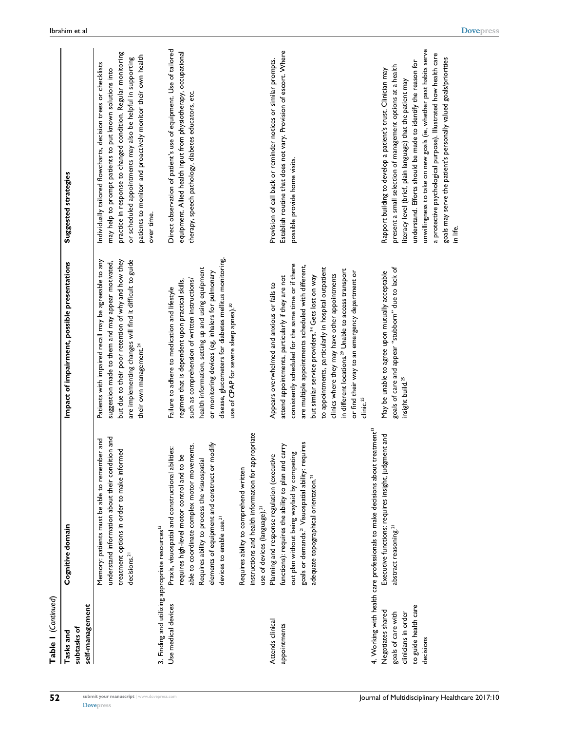**Table 1** (*Continued*)

| Tasks and subtasks of self-management | Cognitive domain | Impact of impairment, possible presentations | Suggested strategies |
|---|---|---|---|
| | Memory: patients must be able to remember and understand information about their condition and treatment options in order to make informed decisions.[21] | Patients with impaired recall may be agreeable to any suggestion made to them and may appear motivated, but due to their poor retention of why and how they are implementing changes will find it difficult to guide their own management.[24] | Individually tailored flowcharts, decision trees or checklists may help to prompt patients to put known solutions into practice in response to changed condition. Regular monitoring or scheduled appointments may also be helpful in supporting patients to monitor and proactively monitor their own health over time. |
| 3. Finding and utilizing appropriate resources[13] | | | |
| Use medical devices | Praxis, visuospatial and constructional abilities: requires high-level motor control and to be able to coordinate complex motor movements. Requires ability to process the visuospatial elements of equipment and construct or modify devices to enable use.[21] Requires ability to comprehend written instructions and health information for appropriate use of devices (language).[21] | Failure to adhere to medication and lifestyle regimen that is dependent upon practical skills, such as comprehension of written instructions/health information, setting up and using equipment or monitoring devices (eg, inhalers for pulmonary disease, glucometers for diabetes mellitus monitoring, use of CPAP for severe sleep apnea).[30] | Direct observation of patient's use of equipment. Use of tailored equipment. Allied health input from physiotherapy, occupational therapy, speech pathology, diabetes educators, etc. |
| Attends clinical appointments | Planning and response regulation (executive functions): requires the ability to plan and carry out plan without being waylaid by competing goals or demands.[21] Visuospatial ability: requires adequate topographical orientation.[21] | Appears overwhelmed and anxious or fails to attend appointments, particularly if they are not consistently scheduled for the same time or if there are multiple appointments scheduled with different, but similar service providers.[34] Gets lost on way to appointments, particularly in hospital outpatient clinics where they may have other appointments in different locations.[29] Unable to access transport or find their way to an emergency department or clinic.[25] | Provision of call back or reminder notices or similar prompts. Establish routine that does not vary. Provision of escort. Where possible provide home visits. |
| 4. Working with health care professionals to make decisions about treatment[13] | | | |
| Negotiates shared goals of care with clinicians in order to guide health care decisions | Executive functions: requires insight, judgment and abstract reasoning.[21] | May be unable to agree upon mutually acceptable goals of care and appear "stubborn" due to lack of insight build.[25] | Rapport building to develop a patient's trust. Clinician may present a small selection of management options at a health literacy level (brief, plain language) that the patient may understand. Efforts should be made to identify the reason for unwillingness to take on new goals (ie, whether past habits serve a protective psychological purpose). Illustrated how health care goals may serve the patient's personally valued goals/priorities in life. |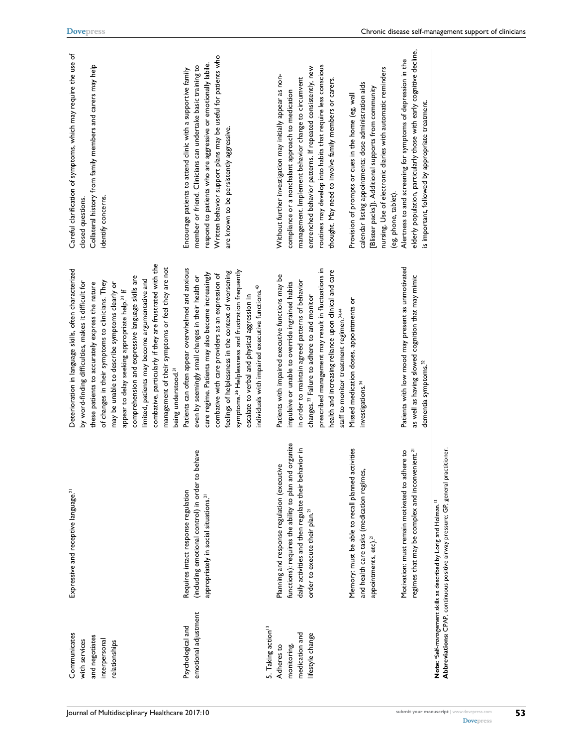| | | | |
|---|---|---|---|
| Communicates with services and negotiates interpersonal relationships | Expressive and receptive language.[21] | Deterioration in language skills, often characterized by word-finding difficulties, makes it difficult for these patients to accurately express the nature of changes in their symptoms to clinicians. They may be unable to describe symptoms clearly or appear to delay seeking appropriate help.[31] If comprehension and expressive language skills are limited, patients may become argumentative and combative, particularly if they are frustrated with the management of their symptoms or feel they are not being understood.[31] | Careful clarification of symptoms, which may require the use of closed questions. Collateral history from family members and carers may help identify concerns. |
| Psychological and emotional adjustment | Requires intact response regulation (including emotional control) in order to behave appropriately in social situations.[21] | Patients can often appear overwhelmed and anxious even by seemingly small changes in their health or care regime. Patients may also become increasingly combative with care providers as an expression of feelings of helplessness in the context of worsening symptoms.[26] Helplessness and frustration frequently escalate to verbal and physical aggression in individuals with impaired executive functions.[43] | Encourage patients to attend clinic with a supportive family member or friend. Clinicians can undertake basic training to respond to patients who are aggressive or emotionally labile. Written behavior support plans may be useful for patients who are known to be persistently aggressive. |
| 5. Taking action[13] | | | |
| Adheres to monitoring, medication and lifestyle change | Planning and response regulation (executive functions): requires the ability to plan and organize daily activities and then regulate their behavior in order to execute their plan.[21] | Patients with impaired executive functions may be impulsive or unable to override ingrained habits in order to maintain agreed patterns of behavior changes.[33] Failure to adhere to and monitor prescribed management may result in fluctuations in health and increasing reliance upon clinical and care staff to monitor treatment regimen.[34,44] | Without further investigation may initially appear as non-compliance or a nonchalant approach to medication management. Implement behavior change to circumvent entrenched behavior patterns. If repeated consistently, new routines may develop into habits that require less conscious thought. May need to involve family members or carers. |
| | Memory: must be able to recall planned activities and health care tasks (medication regimes, appointments, etc).[21] | Missed medication doses, appointments or investigations.[34] | Provision of prompts or cues in the home (eg, wall calendar listing appointments; dose administration aids [Blister packs]). Additional supports from community nursing. Use of electronic diaries with automatic reminders (eg, phone, tablet). |
| | Motivation: must remain motivated to adhere to regimes that may be complex and inconvenient.[21] | Patients with low mood may present as unmotivated as well as having slowed cognition that may mimic dementia symptoms.[32] | Alertness to and screening for symptoms of depression in the elderly population, particularly those with early cognitive decline, is important, followed by appropriate treatment. |

**Note:** [a]Self-management skills as described by Lorig and Holman.[13]

**Abbreviations:** CPAP, continuous positive airway pressure; GP, general practitioner.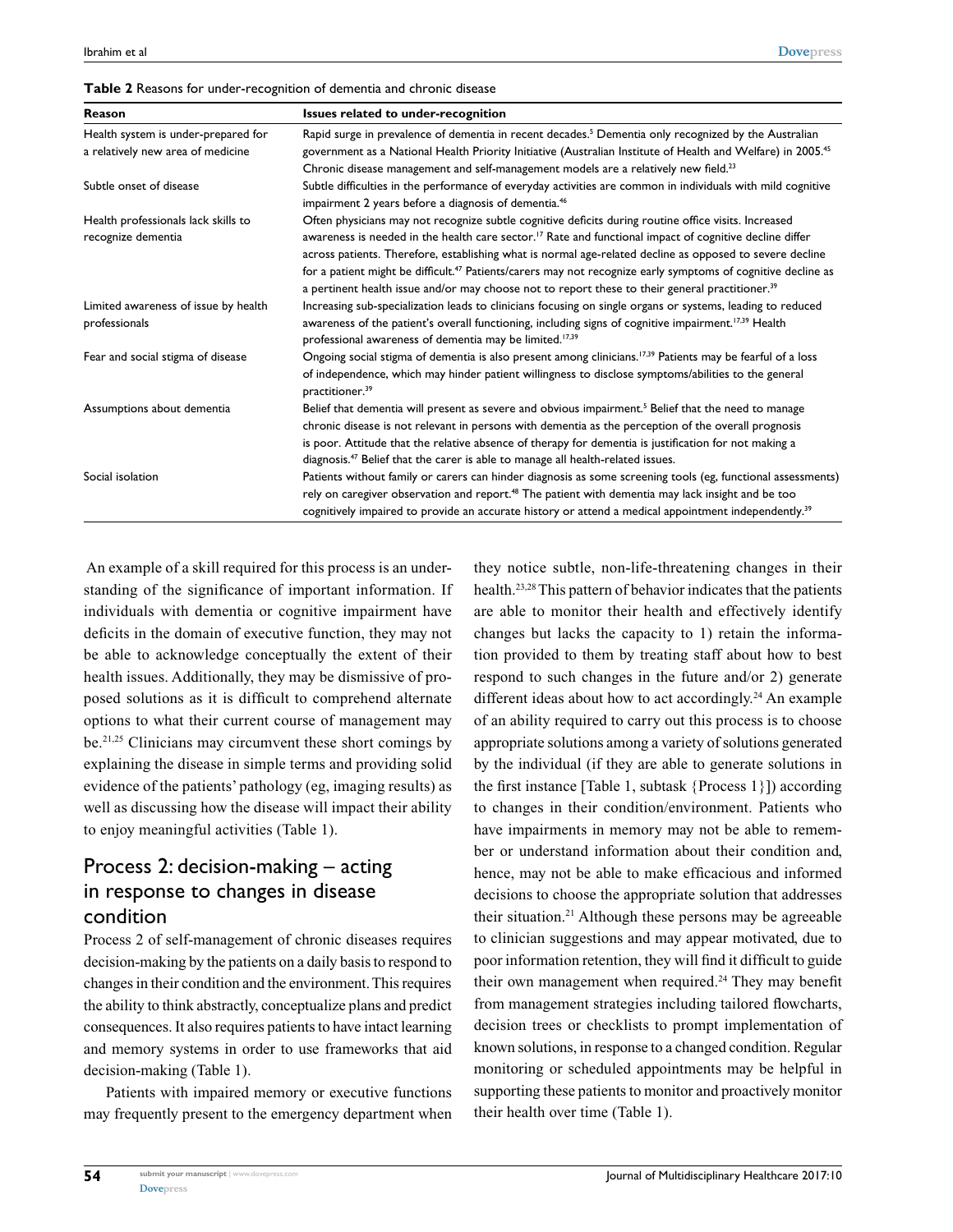**Table 2** Reasons for under-recognition of dementia and chronic disease

| Reason | Issues related to under-recognition |
|---|---|
| Health system is under-prepared for a relatively new area of medicine | Rapid surge in prevalence of dementia in recent decades.[5] Dementia only recognized by the Australian government as a National Health Priority Initiative (Australian Institute of Health and Welfare) in 2005.[45] Chronic disease management and self-management models are a relatively new field.[23] |
| Subtle onset of disease | Subtle difficulties in the performance of everyday activities are common in individuals with mild cognitive impairment 2 years before a diagnosis of dementia.[46] |
| Health professionals lack skills to recognize dementia | Often physicians may not recognize subtle cognitive deficits during routine office visits. Increased awareness is needed in the health care sector.[17] Rate and functional impact of cognitive decline differ across patients. Therefore, establishing what is normal age-related decline as opposed to severe decline for a patient might be difficult.[47] Patients/carers may not recognize early symptoms of cognitive decline as a pertinent health issue and/or may choose not to report these to their general practitioner.[39] |
| Limited awareness of issue by health professionals | Increasing sub-specialization leads to clinicians focusing on single organs or systems, leading to reduced awareness of the patient's overall functioning, including signs of cognitive impairment.[17,39] Health professional awareness of dementia may be limited.[17,39] |
| Fear and social stigma of disease | Ongoing social stigma of dementia is also present among clinicians.[17,39] Patients may be fearful of a loss of independence, which may hinder patient willingness to disclose symptoms/abilities to the general practitioner.[39] |
| Assumptions about dementia | Belief that dementia will present as severe and obvious impairment.[5] Belief that the need to manage chronic disease is not relevant in persons with dementia as the perception of the overall prognosis is poor. Attitude that the relative absence of therapy for dementia is justification for not making a diagnosis.[47] Belief that the carer is able to manage all health-related issues. |
| Social isolation | Patients without family or carers can hinder diagnosis as some screening tools (eg, functional assessments) rely on caregiver observation and report.[48] The patient with dementia may lack insight and be too cognitively impaired to provide an accurate history or attend a medical appointment independently.[39] |

An example of a skill required for this process is an understanding of the significance of important information. If individuals with dementia or cognitive impairment have deficits in the domain of executive function, they may not be able to acknowledge conceptually the extent of their health issues. Additionally, they may be dismissive of proposed solutions as it is difficult to comprehend alternate options to what their current course of management may be.[21,25] Clinicians may circumvent these short comings by explaining the disease in simple terms and providing solid evidence of the patients' pathology (eg, imaging results) as well as discussing how the disease will impact their ability to enjoy meaningful activities (Table 1).

## Process 2: decision-making – acting in response to changes in disease condition

Process 2 of self-management of chronic diseases requires decision-making by the patients on a daily basis to respond to changes in their condition and the environment. This requires the ability to think abstractly, conceptualize plans and predict consequences. It also requires patients to have intact learning and memory systems in order to use frameworks that aid decision-making (Table 1).

Patients with impaired memory or executive functions may frequently present to the emergency department when they notice subtle, non-life-threatening changes in their health.[23,28] This pattern of behavior indicates that the patients are able to monitor their health and effectively identify changes but lacks the capacity to 1) retain the information provided to them by treating staff about how to best respond to such changes in the future and/or 2) generate different ideas about how to act accordingly.[24] An example of an ability required to carry out this process is to choose appropriate solutions among a variety of solutions generated by the individual (if they are able to generate solutions in the first instance [Table 1, subtask {Process 1}]) according to changes in their condition/environment. Patients who have impairments in memory may not be able to remember or understand information about their condition and, hence, may not be able to make efficacious and informed decisions to choose the appropriate solution that addresses their situation.[21] Although these persons may be agreeable to clinician suggestions and may appear motivated, due to poor information retention, they will find it difficult to guide their own management when required.[24] They may benefit from management strategies including tailored flowcharts, decision trees or checklists to prompt implementation of known solutions, in response to a changed condition. Regular monitoring or scheduled appointments may be helpful in supporting these patients to monitor and proactively monitor their health over time (Table 1).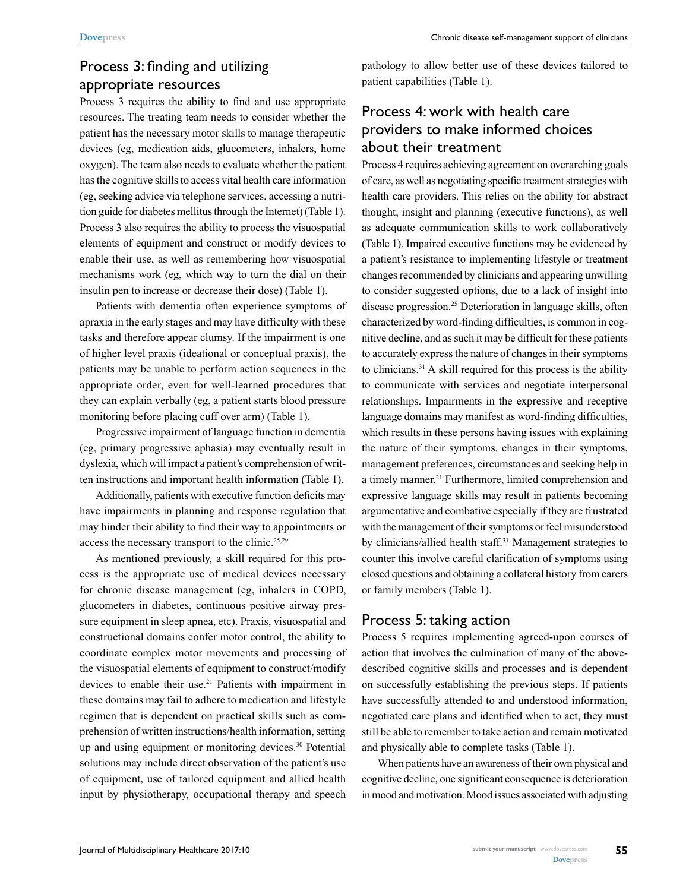## Process 3: finding and utilizing appropriate resources

Process 3 requires the ability to find and use appropriate resources. The treating team needs to consider whether the patient has the necessary motor skills to manage therapeutic devices (eg, medication aids, glucometers, inhalers, home oxygen). The team also needs to evaluate whether the patient has the cognitive skills to access vital health care information (eg, seeking advice via telephone services, accessing a nutrition guide for diabetes mellitus through the Internet) (Table 1). Process 3 also requires the ability to process the visuospatial elements of equipment and construct or modify devices to enable their use, as well as remembering how visuospatial mechanisms work (eg, which way to turn the dial on their insulin pen to increase or decrease their dose) (Table 1).

Patients with dementia often experience symptoms of apraxia in the early stages and may have difficulty with these tasks and therefore appear clumsy. If the impairment is one of higher level praxis (ideational or conceptual praxis), the patients may be unable to perform action sequences in the appropriate order, even for well-learned procedures that they can explain verbally (eg, a patient starts blood pressure monitoring before placing cuff over arm) (Table 1).

Progressive impairment of language function in dementia (eg, primary progressive aphasia) may eventually result in dyslexia, which will impact a patient's comprehension of written instructions and important health information (Table 1).

Additionally, patients with executive function deficits may have impairments in planning and response regulation that may hinder their ability to find their way to appointments or access the necessary transport to the clinic.[25,29]

As mentioned previously, a skill required for this process is the appropriate use of medical devices necessary for chronic disease management (eg, inhalers in COPD, glucometers in diabetes, continuous positive airway pressure equipment in sleep apnea, etc). Praxis, visuospatial and constructional domains confer motor control, the ability to coordinate complex motor movements and processing of the visuospatial elements of equipment to construct/modify devices to enable their use.[21] Patients with impairment in these domains may fail to adhere to medication and lifestyle regimen that is dependent on practical skills such as comprehension of written instructions/health information, setting up and using equipment or monitoring devices.[30] Potential solutions may include direct observation of the patient's use of equipment, use of tailored equipment and allied health input by physiotherapy, occupational therapy and speech pathology to allow better use of these devices tailored to patient capabilities (Table 1).

## Process 4: work with health care providers to make informed choices about their treatment

Process 4 requires achieving agreement on overarching goals of care, as well as negotiating specific treatment strategies with health care providers. This relies on the ability for abstract thought, insight and planning (executive functions), as well as adequate communication skills to work collaboratively (Table 1). Impaired executive functions may be evidenced by a patient's resistance to implementing lifestyle or treatment changes recommended by clinicians and appearing unwilling to consider suggested options, due to a lack of insight into disease progression.[25] Deterioration in language skills, often characterized by word-finding difficulties, is common in cognitive decline, and as such it may be difficult for these patients to accurately express the nature of changes in their symptoms to clinicians.[31] A skill required for this process is the ability to communicate with services and negotiate interpersonal relationships. Impairments in the expressive and receptive language domains may manifest as word-finding difficulties, which results in these persons having issues with explaining the nature of their symptoms, changes in their symptoms, management preferences, circumstances and seeking help in a timely manner.[21] Furthermore, limited comprehension and expressive language skills may result in patients becoming argumentative and combative especially if they are frustrated with the management of their symptoms or feel misunderstood by clinicians/allied health staff.[31] Management strategies to counter this involve careful clarification of symptoms using closed questions and obtaining a collateral history from carers or family members (Table 1).

## Process 5: taking action

Process 5 requires implementing agreed-upon courses of action that involves the culmination of many of the above-described cognitive skills and processes and is dependent on successfully establishing the previous steps. If patients have successfully attended to and understood information, negotiated care plans and identified when to act, they must still be able to remember to take action and remain motivated and physically able to complete tasks (Table 1).

When patients have an awareness of their own physical and cognitive decline, one significant consequence is deterioration in mood and motivation. Mood issues associated with adjusting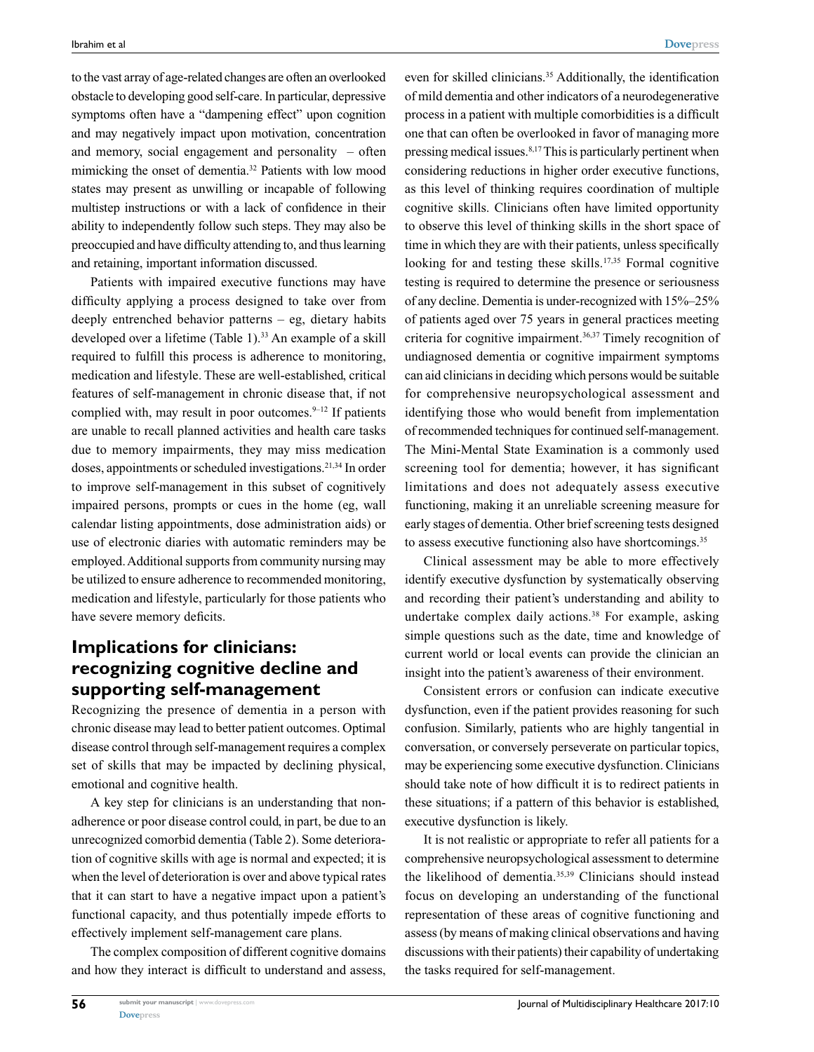to the vast array of age-related changes are often an overlooked obstacle to developing good self-care. In particular, depressive symptoms often have a "dampening effect" upon cognition and may negatively impact upon motivation, concentration and memory, social engagement and personality – often mimicking the onset of dementia.[32] Patients with low mood states may present as unwilling or incapable of following multistep instructions or with a lack of confidence in their ability to independently follow such steps. They may also be preoccupied and have difficulty attending to, and thus learning and retaining, important information discussed.

Patients with impaired executive functions may have difficulty applying a process designed to take over from deeply entrenched behavior patterns – eg, dietary habits developed over a lifetime (Table 1).[33] An example of a skill required to fulfill this process is adherence to monitoring, medication and lifestyle. These are well-established, critical features of self-management in chronic disease that, if not complied with, may result in poor outcomes.[9–12] If patients are unable to recall planned activities and health care tasks due to memory impairments, they may miss medication doses, appointments or scheduled investigations.[21,34] In order to improve self-management in this subset of cognitively impaired persons, prompts or cues in the home (eg, wall calendar listing appointments, dose administration aids) or use of electronic diaries with automatic reminders may be employed. Additional supports from community nursing may be utilized to ensure adherence to recommended monitoring, medication and lifestyle, particularly for those patients who have severe memory deficits.

## Implications for clinicians: recognizing cognitive decline and supporting self-management

Recognizing the presence of dementia in a person with chronic disease may lead to better patient outcomes. Optimal disease control through self-management requires a complex set of skills that may be impacted by declining physical, emotional and cognitive health.

A key step for clinicians is an understanding that non-adherence or poor disease control could, in part, be due to an unrecognized comorbid dementia (Table 2). Some deterioration of cognitive skills with age is normal and expected; it is when the level of deterioration is over and above typical rates that it can start to have a negative impact upon a patient's functional capacity, and thus potentially impede efforts to effectively implement self-management care plans.

The complex composition of different cognitive domains and how they interact is difficult to understand and assess, even for skilled clinicians.[35] Additionally, the identification of mild dementia and other indicators of a neurodegenerative process in a patient with multiple comorbidities is a difficult one that can often be overlooked in favor of managing more pressing medical issues.[8,17] This is particularly pertinent when considering reductions in higher order executive functions, as this level of thinking requires coordination of multiple cognitive skills. Clinicians often have limited opportunity to observe this level of thinking skills in the short space of time in which they are with their patients, unless specifically looking for and testing these skills.[17,35] Formal cognitive testing is required to determine the presence or seriousness of any decline. Dementia is under-recognized with 15%–25% of patients aged over 75 years in general practices meeting criteria for cognitive impairment.[36,37] Timely recognition of undiagnosed dementia or cognitive impairment symptoms can aid clinicians in deciding which persons would be suitable for comprehensive neuropsychological assessment and identifying those who would benefit from implementation of recommended techniques for continued self-management. The Mini-Mental State Examination is a commonly used screening tool for dementia; however, it has significant limitations and does not adequately assess executive functioning, making it an unreliable screening measure for early stages of dementia. Other brief screening tests designed to assess executive functioning also have shortcomings.[35]

Clinical assessment may be able to more effectively identify executive dysfunction by systematically observing and recording their patient's understanding and ability to undertake complex daily actions.[38] For example, asking simple questions such as the date, time and knowledge of current world or local events can provide the clinician an insight into the patient's awareness of their environment.

Consistent errors or confusion can indicate executive dysfunction, even if the patient provides reasoning for such confusion. Similarly, patients who are highly tangential in conversation, or conversely perseverate on particular topics, may be experiencing some executive dysfunction. Clinicians should take note of how difficult it is to redirect patients in these situations; if a pattern of this behavior is established, executive dysfunction is likely.

It is not realistic or appropriate to refer all patients for a comprehensive neuropsychological assessment to determine the likelihood of dementia.[35,39] Clinicians should instead focus on developing an understanding of the functional representation of these areas of cognitive functioning and assess (by means of making clinical observations and having discussions with their patients) their capability of undertaking the tasks required for self-management.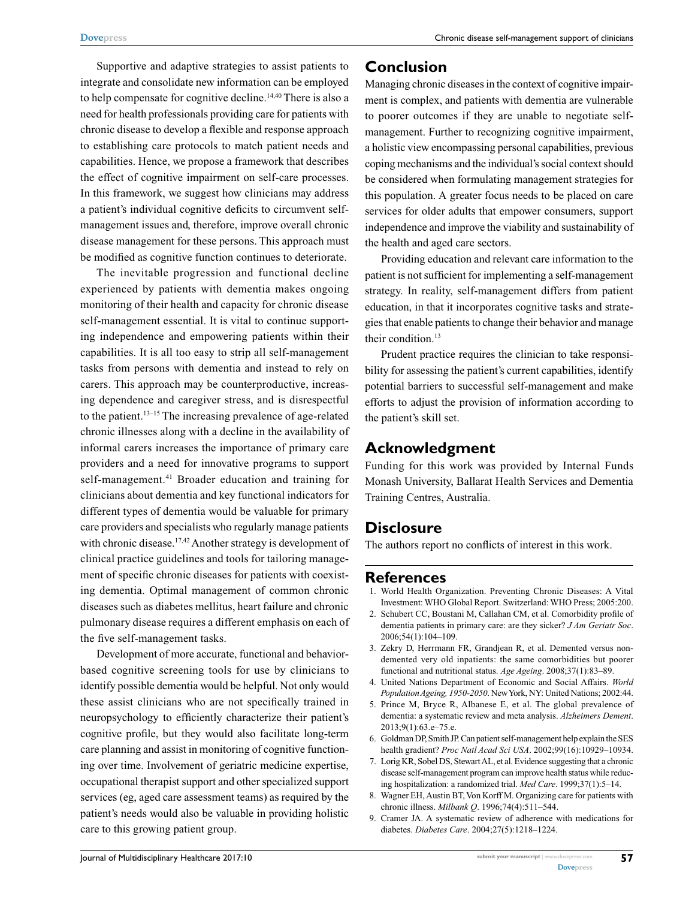Supportive and adaptive strategies to assist patients to integrate and consolidate new information can be employed to help compensate for cognitive decline.[14,40] There is also a need for health professionals providing care for patients with chronic disease to develop a flexible and response approach to establishing care protocols to match patient needs and capabilities. Hence, we propose a framework that describes the effect of cognitive impairment on self-care processes. In this framework, we suggest how clinicians may address a patient's individual cognitive deficits to circumvent self-management issues and, therefore, improve overall chronic disease management for these persons. This approach must be modified as cognitive function continues to deteriorate.

The inevitable progression and functional decline experienced by patients with dementia makes ongoing monitoring of their health and capacity for chronic disease self-management essential. It is vital to continue supporting independence and empowering patients within their capabilities. It is all too easy to strip all self-management tasks from persons with dementia and instead to rely on carers. This approach may be counterproductive, increasing dependence and caregiver stress, and is disrespectful to the patient.[13–15] The increasing prevalence of age-related chronic illnesses along with a decline in the availability of informal carers increases the importance of primary care providers and a need for innovative programs to support self-management.[41] Broader education and training for clinicians about dementia and key functional indicators for different types of dementia would be valuable for primary care providers and specialists who regularly manage patients with chronic disease.[17,42] Another strategy is development of clinical practice guidelines and tools for tailoring management of specific chronic diseases for patients with coexisting dementia. Optimal management of common chronic diseases such as diabetes mellitus, heart failure and chronic pulmonary disease requires a different emphasis on each of the five self-management tasks.

Development of more accurate, functional and behavior-based cognitive screening tools for use by clinicians to identify possible dementia would be helpful. Not only would these assist clinicians who are not specifically trained in neuropsychology to efficiently characterize their patient's cognitive profile, but they would also facilitate long-term care planning and assist in monitoring of cognitive functioning over time. Involvement of geriatric medicine expertise, occupational therapist support and other specialized support services (eg, aged care assessment teams) as required by the patient's needs would also be valuable in providing holistic care to this growing patient group.

## Conclusion

Managing chronic diseases in the context of cognitive impairment is complex, and patients with dementia are vulnerable to poorer outcomes if they are unable to negotiate self-management. Further to recognizing cognitive impairment, a holistic view encompassing personal capabilities, previous coping mechanisms and the individual's social context should be considered when formulating management strategies for this population. A greater focus needs to be placed on care services for older adults that empower consumers, support independence and improve the viability and sustainability of the health and aged care sectors.

Providing education and relevant care information to the patient is not sufficient for implementing a self-management strategy. In reality, self-management differs from patient education, in that it incorporates cognitive tasks and strategies that enable patients to change their behavior and manage their condition.[13]

Prudent practice requires the clinician to take responsibility for assessing the patient's current capabilities, identify potential barriers to successful self-management and make efforts to adjust the provision of information according to the patient's skill set.

## Acknowledgment

Funding for this work was provided by Internal Funds Monash University, Ballarat Health Services and Dementia Training Centres, Australia.

## Disclosure

The authors report no conflicts of interest in this work.

## References

1. World Health Organization. Preventing Chronic Diseases: A Vital Investment: WHO Global Report. Switzerland: WHO Press; 2005:200.
2. Schubert CC, Boustani M, Callahan CM, et al. Comorbidity profile of dementia patients in primary care: are they sicker? *J Am Geriatr Soc*. 2006;54(1):104–109.
3. Zekry D, Herrmann FR, Grandjean R, et al. Demented versus non-demented very old inpatients: the same comorbidities but poorer functional and nutritional status. *Age Ageing*. 2008;37(1):83–89.
4. United Nations Department of Economic and Social Affairs. *World Population Ageing, 1950-2050*. New York, NY: United Nations; 2002:44.
5. Prince M, Bryce R, Albanese E, et al. The global prevalence of dementia: a systematic review and meta analysis. *Alzheimers Dement*. 2013;9(1):63.e–75.e.
6. Goldman DP, Smith JP. Can patient self-management help explain the SES health gradient? *Proc Natl Acad Sci USA*. 2002;99(16):10929–10934.
7. Lorig KR, Sobel DS, Stewart AL, et al. Evidence suggesting that a chronic disease self-management program can improve health status while reducing hospitalization: a randomized trial. *Med Care*. 1999;37(1):5–14.
8. Wagner EH, Austin BT, Von Korff M. Organizing care for patients with chronic illness. *Milbank Q*. 1996;74(4):511–544.
9. Cramer JA. A systematic review of adherence with medications for diabetes. *Diabetes Care*. 2004;27(5):1218–1224.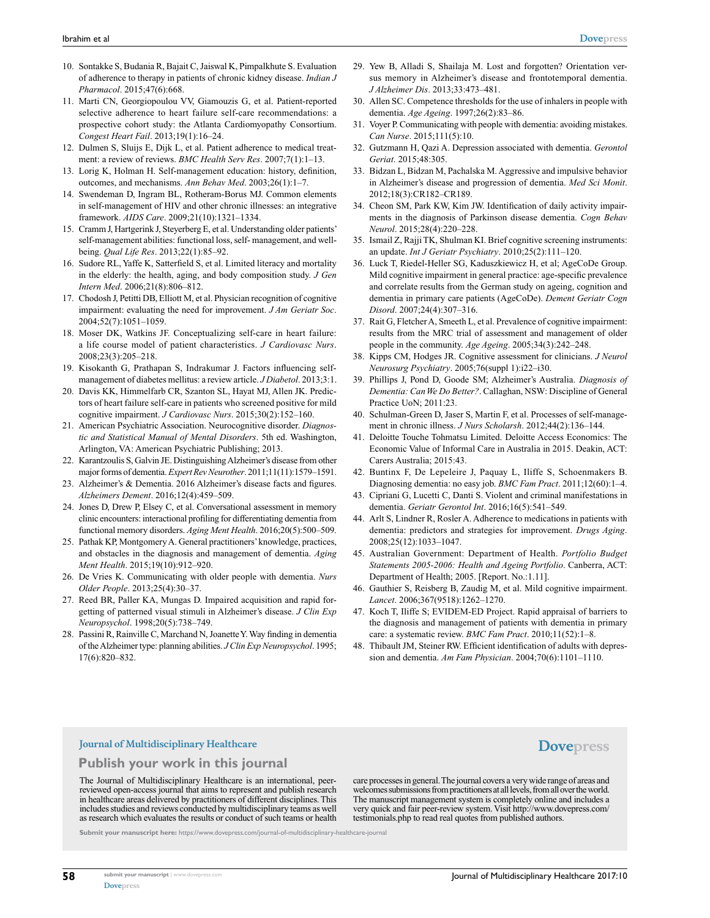10. Sontakke S, Budania R, Bajait C, Jaiswal K, Pimpalkhute S. Evaluation of adherence to therapy in patients of chronic kidney disease. *Indian J Pharmacol*. 2015;47(6):668.
11. Marti CN, Georgiopoulou VV, Giamouzis G, et al. Patient-reported selective adherence to heart failure self-care recommendations: a prospective cohort study: the Atlanta Cardiomyopathy Consortium. *Congest Heart Fail*. 2013;19(1):16–24.
12. Dulmen S, Sluijs E, Dijk L, et al. Patient adherence to medical treatment: a review of reviews. *BMC Health Serv Res*. 2007;7(1):1–13.
13. Lorig K, Holman H. Self-management education: history, definition, outcomes, and mechanisms. *Ann Behav Med*. 2003;26(1):1–7.
14. Swendeman D, Ingram BL, Rotheram-Borus MJ. Common elements in self-management of HIV and other chronic illnesses: an integrative framework. *AIDS Care*. 2009;21(10):1321–1334.
15. Cramm J, Hartgerink J, Steyerberg E, et al. Understanding older patients' self-management abilities: functional loss, self- management, and well-being. *Qual Life Res*. 2013;22(1):85–92.
16. Sudore RL, Yaffe K, Satterfield S, et al. Limited literacy and mortality in the elderly: the health, aging, and body composition study. *J Gen Intern Med*. 2006;21(8):806–812.
17. Chodosh J, Petitti DB, Elliott M, et al. Physician recognition of cognitive impairment: evaluating the need for improvement. *J Am Geriatr Soc*. 2004;52(7):1051–1059.
18. Moser DK, Watkins JF. Conceptualizing self-care in heart failure: a life course model of patient characteristics. *J Cardiovasc Nurs*. 2008;23(3):205–218.
19. Kisokanth G, Prathapan S, Indrakumar J. Factors influencing self-management of diabetes mellitus: a review article. *J Diabetol*. 2013;3:1.
20. Davis KK, Himmelfarb CR, Szanton SL, Hayat MJ, Allen JK. Predictors of heart failure self-care in patients who screened positive for mild cognitive impairment. *J Cardiovasc Nurs*. 2015;30(2):152–160.
21. American Psychiatric Association. Neurocognitive disorder. *Diagnostic and Statistical Manual of Mental Disorders*. 5th ed. Washington, Arlington, VA: American Psychiatric Publishing; 2013.
22. Karantzoulis S, Galvin JE. Distinguishing Alzheimer's disease from other major forms of dementia. *Expert Rev Neurother*. 2011;11(11):1579–1591.
23. Alzheimer's & Dementia. 2016 Alzheimer's disease facts and figures. *Alzheimers Dement*. 2016;12(4):459–509.
24. Jones D, Drew P, Elsey C, et al. Conversational assessment in memory clinic encounters: interactional profiling for differentiating dementia from functional memory disorders. *Aging Ment Health*. 2016;20(5):500–509.
25. Pathak KP, Montgomery A. General practitioners' knowledge, practices, and obstacles in the diagnosis and management of dementia. *Aging Ment Health*. 2015;19(10):912–920.
26. De Vries K. Communicating with older people with dementia. *Nurs Older People*. 2013;25(4):30–37.
27. Reed BR, Paller KA, Mungas D. Impaired acquisition and rapid forgetting of patterned visual stimuli in Alzheimer's disease. *J Clin Exp Neuropsychol*. 1998;20(5):738–749.
28. Passini R, Rainville C, Marchand N, Joanette Y. Way finding in dementia of the Alzheimer type: planning abilities. *J Clin Exp Neuropsychol*. 1995; 17(6):820–832.
29. Yew B, Alladi S, Shailaja M. Lost and forgotten? Orientation versus memory in Alzheimer's disease and frontotemporal dementia. *J Alzheimer Dis*. 2013;33:473–481.
30. Allen SC. Competence thresholds for the use of inhalers in people with dementia. *Age Ageing*. 1997;26(2):83–86.
31. Voyer P. Communicating with people with dementia: avoiding mistakes. *Can Nurse*. 2015;111(5):10.
32. Gutzmann H, Qazi A. Depression associated with dementia. *Gerontol Geriat*. 2015;48:305.
33. Bidzan L, Bidzan M, Pachalska M. Aggressive and impulsive behavior in Alzheimer's disease and progression of dementia. *Med Sci Monit*. 2012;18(3):CR182–CR189.
34. Cheon SM, Park KW, Kim JW. Identification of daily activity impairments in the diagnosis of Parkinson disease dementia. *Cogn Behav Neurol*. 2015;28(4):220–228.
35. Ismail Z, Rajji TK, Shulman KI. Brief cognitive screening instruments: an update. *Int J Geriatr Psychiatry*. 2010;25(2):111–120.
36. Luck T, Riedel-Heller SG, Kaduszkiewicz H, et al; AgeCoDe Group. Mild cognitive impairment in general practice: age-specific prevalence and correlate results from the German study on ageing, cognition and dementia in primary care patients (AgeCoDe). *Dement Geriatr Cogn Disord*. 2007;24(4):307–316.
37. Rait G, Fletcher A, Smeeth L, et al. Prevalence of cognitive impairment: results from the MRC trial of assessment and management of older people in the community. *Age Ageing*. 2005;34(3):242–248.
38. Kipps CM, Hodges JR. Cognitive assessment for clinicians. *J Neurol Neurosurg Psychiatry*. 2005;76(suppl 1):i22–i30.
39. Phillips J, Pond D, Goode SM; Alzheimer's Australia. *Diagnosis of Dementia: Can We Do Better?*. Callaghan, NSW: Discipline of General Practice UoN; 2011:23.
40. Schulman-Green D, Jaser S, Martin F, et al. Processes of self-management in chronic illness. *J Nurs Scholarsh*. 2012;44(2):136–144.
41. Deloitte Touche Tohmatsu Limited. Deloitte Access Economics: The Economic Value of Informal Care in Australia in 2015. Deakin, ACT: Carers Australia; 2015:43.
42. Buntinx F, De Lepeleire J, Paquay L, Iliffe S, Schoenmakers B. Diagnosing dementia: no easy job. *BMC Fam Pract*. 2011;12(60):1–4.
43. Cipriani G, Lucetti C, Danti S. Violent and criminal manifestations in dementia. *Geriatr Gerontol Int*. 2016;16(5):541–549.
44. Arlt S, Lindner R, Rosler A. Adherence to medications in patients with dementia: predictors and strategies for improvement. *Drugs Aging*. 2008;25(12):1033–1047.
45. Australian Government: Department of Health. *Portfolio Budget Statements 2005-2006: Health and Ageing Portfolio*. Canberra, ACT: Department of Health; 2005. [Report. No.:1.11].
46. Gauthier S, Reisberg B, Zaudig M, et al. Mild cognitive impairment. *Lancet*. 2006;367(9518):1262–1270.
47. Koch T, Iliffe S; EVIDEM-ED Project. Rapid appraisal of barriers to the diagnosis and management of patients with dementia in primary care: a systematic review. *BMC Fam Pract*. 2010;11(52):1–8.
48. Thibault JM, Steiner RW. Efficient identification of adults with depression and dementia. *Am Fam Physician*. 2004;70(6):1101–1110.

**Journal of Multidisciplinary Healthcare**

**Publish your work in this journal**

The Journal of Multidisciplinary Healthcare is an international, peer-reviewed open-access journal that aims to represent and publish research in healthcare areas delivered by practitioners of different disciplines. This includes studies and reviews conducted by multidisciplinary teams as well as research which evaluates the results or conduct of such teams or healthcare processes in general. The journal covers a very wide range of areas and welcomes submissions from practitioners at all levels, from all over the world. The manuscript management system is completely online and includes a very quick and fair peer-review system. Visit http://www.dovepress.com/testimonials.php to read real quotes from published authors.

**Submit your manuscript here:** https://www.dovepress.com/journal-of-multidisciplinary-healthcare-journal